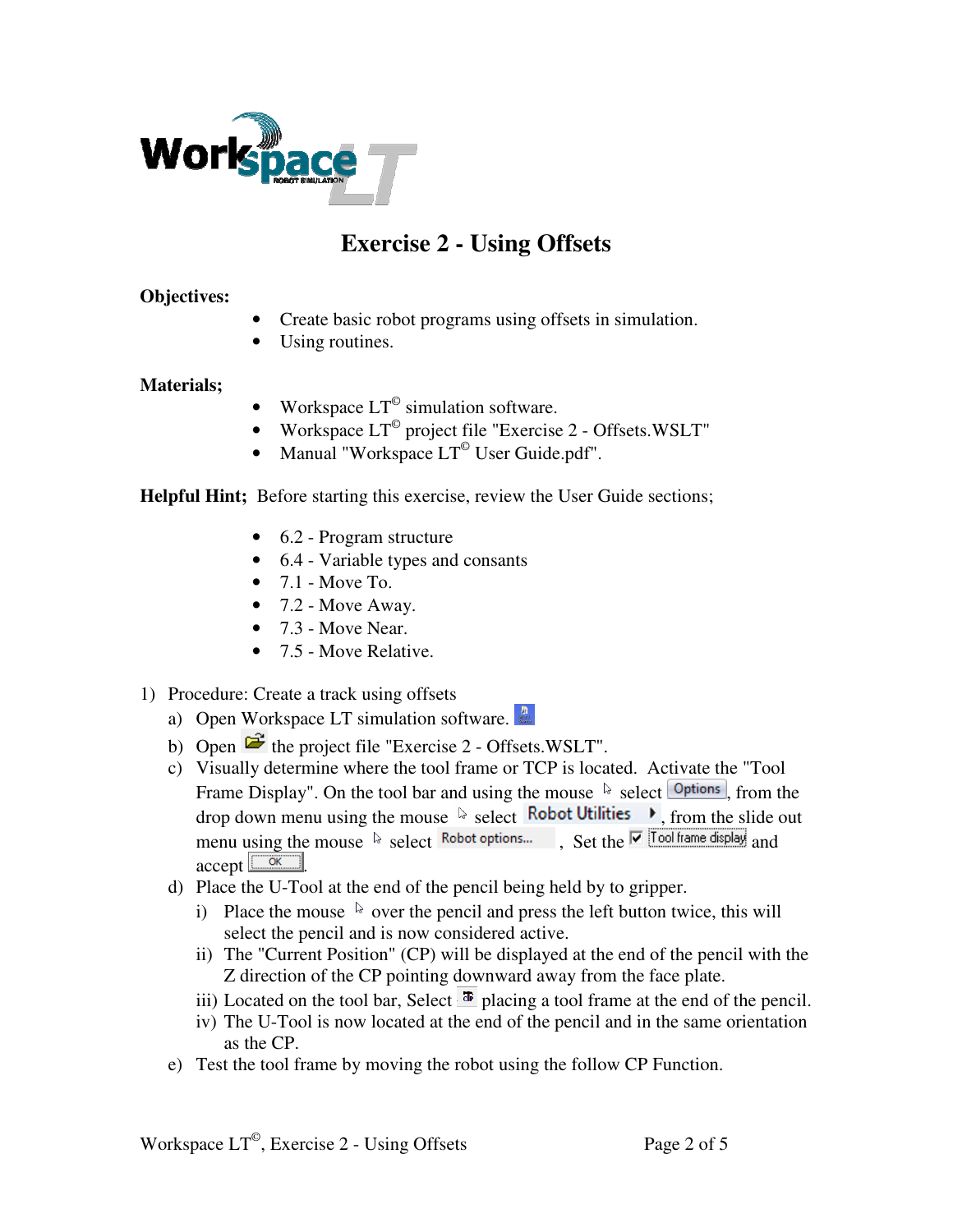# Exercise 2 - Using Offsets

**Objectives:**

- Create basic robot programs using offsets in simulation.
- Using routines.

**Materials;**

- Workspace LT© simulation software.
- Workspace LT© project file "Exercise 2 - Offsets.WSLT"
- Manual "Workspace LT© User Guide.pdf".

**Helpful Hint;** Before starting this exercise, review the User Guide sections;

- 6.2 - Program structure
- 6.4 - Variable types and consants
- 7.1 - Move To.
- 7.2 - Move Away.
- 7.3 - Move Near.
- 7.5 - Move Relative.

1) Procedure: Create a track using offsets
   a) Open Workspace LT simulation software.
   b) Open the project file "Exercise 2 - Offsets.WSLT".
   c) Visually determine where the tool frame or TCP is located. Activate the "Tool Frame Display". On the tool bar and using the mouse select Options, from the drop down menu using the mouse select Robot Utilities, from the slide out menu using the mouse select Robot options... , Set the ☑ Tool frame display and accept OK.
   d) Place the U-Tool at the end of the pencil being held by to gripper.
      i) Place the mouse over the pencil and press the left button twice, this will select the pencil and is now considered active.
      ii) The "Current Position" (CP) will be displayed at the end of the pencil with the Z direction of the CP pointing downward away from the face plate.
      iii) Located on the tool bar, Select placing a tool frame at the end of the pencil.
      iv) The U-Tool is now located at the end of the pencil and in the same orientation as the CP.
   e) Test the tool frame by moving the robot using the follow CP Function.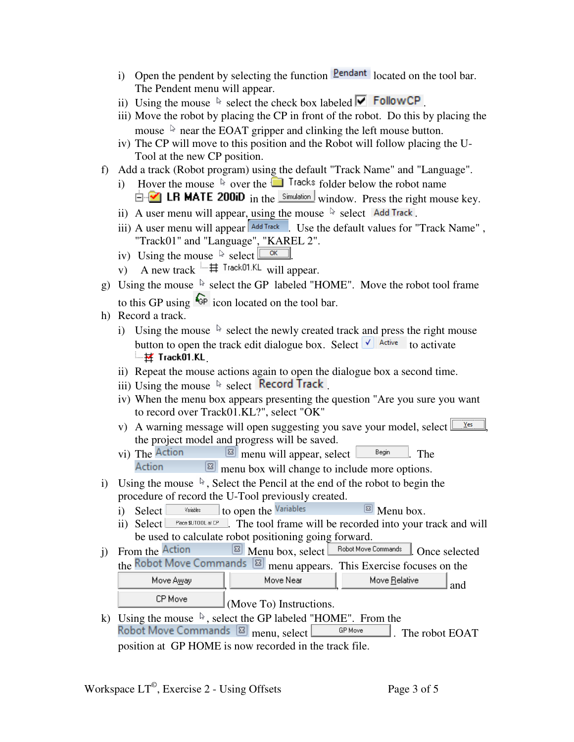i) Open the pendent by selecting the function Pendant located on the tool bar. The Pendent menu will appear.

ii) Using the mouse select the check box labeled ☑ FollowCP.

iii) Move the robot by placing the CP in front of the robot. Do this by placing the mouse near the EOAT gripper and clinking the left mouse button.

iv) The CP will move to this position and the Robot will follow placing the U-Tool at the new CP position.

f) Add a track (Robot program) using the default "Track Name" and "Language".

i) Hover the mouse over the Tracks folder below the robot name LR MATE 200iD in the Simulation window. Press the right mouse key.

ii) A user menu will appear, using the mouse select Add Track.

iii) A user menu will appear Add Track. Use the default values for "Track Name" , "Track01" and "Language", "KAREL 2".

iv) Using the mouse select OK.

v) A new track Track01.KL will appear.

g) Using the mouse select the GP labeled "HOME". Move the robot tool frame to this GP using GP icon located on the tool bar.

h) Record a track.

i) Using the mouse select the newly created track and press the right mouse button to open the track edit dialogue box. Select ✓ Active to activate Track01.KL.

ii) Repeat the mouse actions again to open the dialogue box a second time.

iii) Using the mouse select Record Track.

iv) When the menu box appears presenting the question "Are you sure you want to record over Track01.KL?", select "OK"

v) A warning message will open suggesting you save your model, select Yes, the project model and progress will be saved.

vi) The Action menu will appear, select Begin. The Action menu box will change to include more options.

i) Using the mouse , Select the Pencil at the end of the robot to begin the procedure of record the U-Tool previously created.

i) Select Variables to open the Variables Menu box.

ii) Select Place $UTOOL at CP. The tool frame will be recorded into your track and will be used to calculate robot positioning going forward.

j) From the Action Menu box, select Robot Move Commands. Once selected the Robot Move Commands menu appears. This Exercise focuses on the Move Away, Move Near, Move Relative and CP Move (Move To) Instructions.

k) Using the mouse , select the GP labeled "HOME". From the Robot Move Commands menu, select GP Move. The robot EOAT position at GP HOME is now recorded in the track file.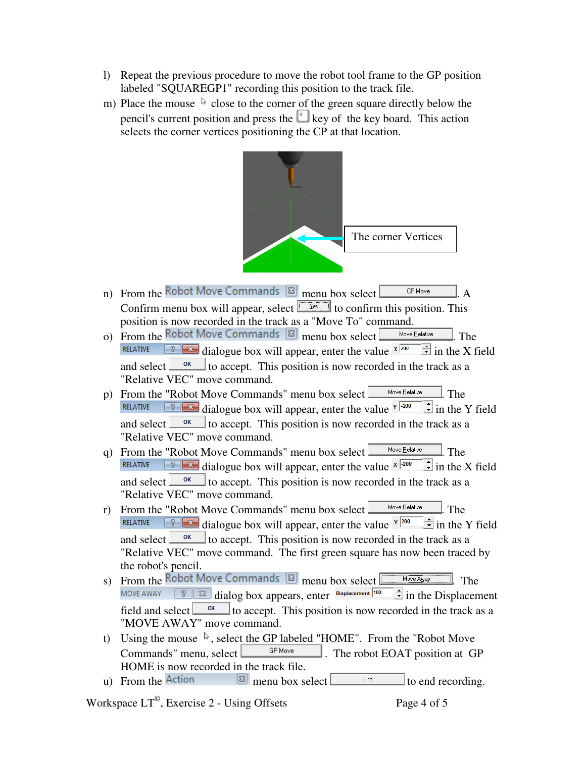l) Repeat the previous procedure to move the robot tool frame to the GP position labeled "SQUAREGP1" recording this position to the track file.

m) Place the mouse close to the corner of the green square directly below the pencil's current position and press the V key of the key board. This action selects the corner vertices positioning the CP at that location.

The corner Vertices

n) From the Robot Move Commands menu box select CP Move. A Confirm menu box will appear, select Yes to confirm this position. This position is now recorded in the track as a "Move To" command.

o) From the Robot Move Commands menu box select Move Relative. The RELATIVE dialogue box will appear, enter the value X 200 in the X field and select OK to accept. This position is now recorded in the track as a "Relative VEC" move command.

p) From the "Robot Move Commands" menu box select Move Relative. The RELATIVE dialogue box will appear, enter the value Y -200 in the Y field and select OK to accept. This position is now recorded in the track as a "Relative VEC" move command.

q) From the "Robot Move Commands" menu box select Move Relative. The RELATIVE dialogue box will appear, enter the value X -200 in the X field and select OK to accept. This position is now recorded in the track as a "Relative VEC" move command.

r) From the "Robot Move Commands" menu box select Move Relative. The RELATIVE dialogue box will appear, enter the value Y 200 in the Y field and select OK to accept. This position is now recorded in the track as a "Relative VEC" move command. The first green square has now been traced by the robot's pencil.

s) From the Robot Move Commands menu box select Move Away. The MOVE AWAY dialog box appears, enter Displacement 100 in the Displacement field and select OK to accept. This position is now recorded in the track as a "MOVE AWAY" move command.

t) Using the mouse, select the GP labeled "HOME". From the "Robot Move Commands" menu, select GP Move. The robot EOAT position at GP HOME is now recorded in the track file.

u) From the Action menu box select End to end recording.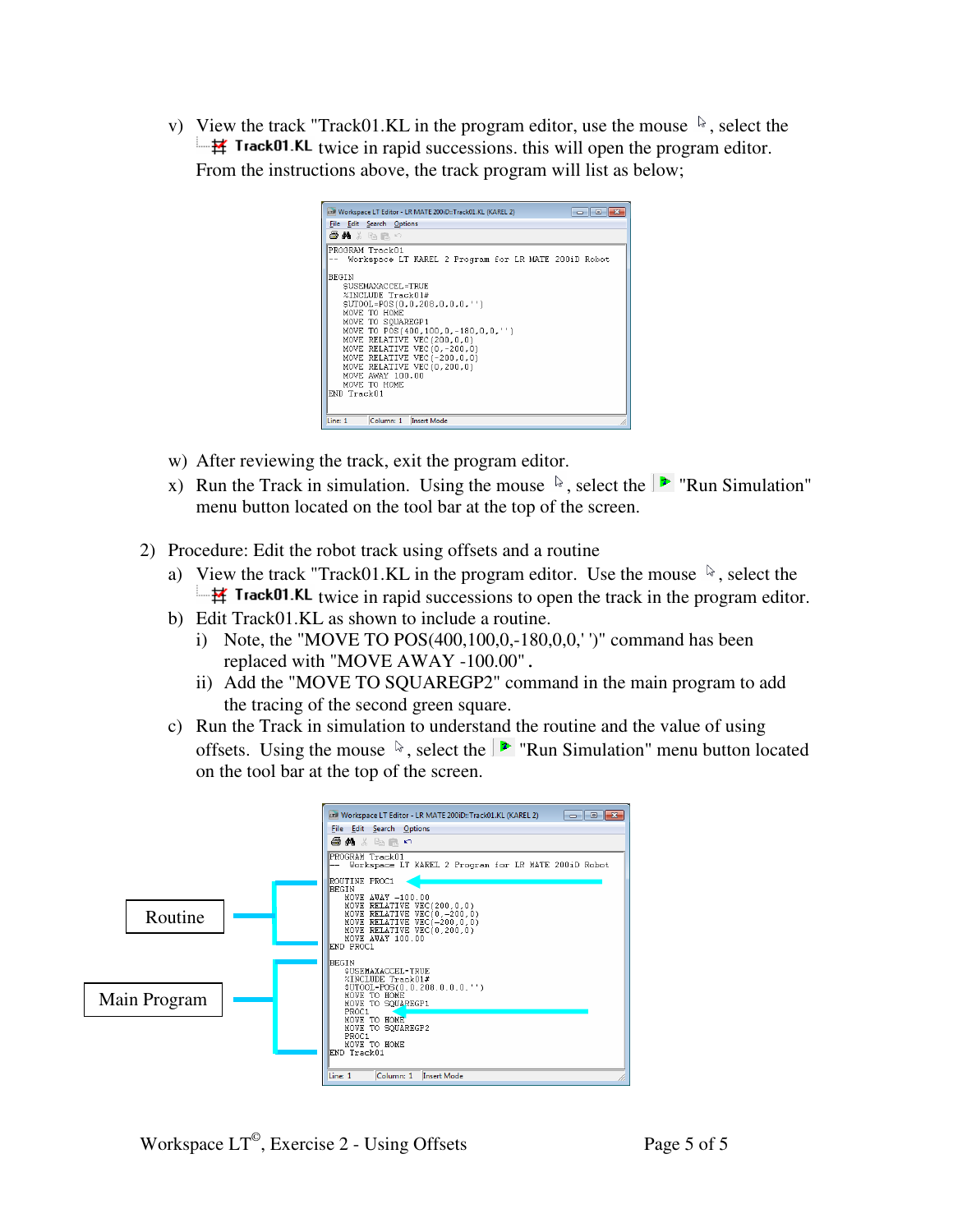v) View the track "Track01.KL in the program editor, use the mouse, select the Track01.KL twice in rapid successions. this will open the program editor. From the instructions above, the track program will list as below;

```
PROGRAM Track01
--   Workspace LT KAREL 2 Program for LR MATE 200iD Robot

BEGIN
   $USEMAXACCEL=TRUE
   %INCLUDE Track01#
   $UTOOL=POS(0,0,208,0,0,0,'')
   MOVE TO HOME
   MOVE TO SQUAREGP1
   MOVE TO POS(400,100,0,-180,0,0,'')
   MOVE RELATIVE VEC(200,0,0)
   MOVE RELATIVE VEC(0,-200,0)
   MOVE RELATIVE VEC(-200,0,0)
   MOVE RELATIVE VEC(0,200,0)
   MOVE AWAY 100.00
   MOVE TO HOME
END Track01
```

w) After reviewing the track, exit the program editor.

x) Run the Track in simulation. Using the mouse, select the "Run Simulation" menu button located on the tool bar at the top of the screen.

2) Procedure: Edit the robot track using offsets and a routine

a) View the track "Track01.KL in the program editor. Use the mouse, select the Track01.KL twice in rapid successions to open the track in the program editor.

b) Edit Track01.KL as shown to include a routine.

i) Note, the "MOVE TO POS(400,100,0,-180,0,0,' ')" command has been replaced with "MOVE AWAY -100.00".

ii) Add the "MOVE TO SQUAREGP2" command in the main program to add the tracing of the second green square.

c) Run the Track in simulation to understand the routine and the value of using offsets. Using the mouse, select the "Run Simulation" menu button located on the tool bar at the top of the screen.

Routine

```
PROGRAM Track01
--   Workspace LT KAREL 2 Program for LR MATE 200iD Robot

ROUTINE PROC1
BEGIN
   MOVE AWAY -100.00
   MOVE RELATIVE VEC(200,0,0)
   MOVE RELATIVE VEC(0,-200,0)
   MOVE RELATIVE VEC(-200,0,0)
   MOVE RELATIVE VEC(0,200,0)
   MOVE AWAY 100.00
END PROC1
```

Main Program

```
BEGIN
   $USEMAXACCEL=TRUE
   %INCLUDE Track01#
   $UTOOL=POS(0,0,208,0,0,0,'')
   MOVE TO HOME
   MOVE TO SQUAREGP1
   PROC1
   MOVE TO HOME
   MOVE TO SQUAREGP2
   PROC1
   MOVE TO HOME
END Track01
```